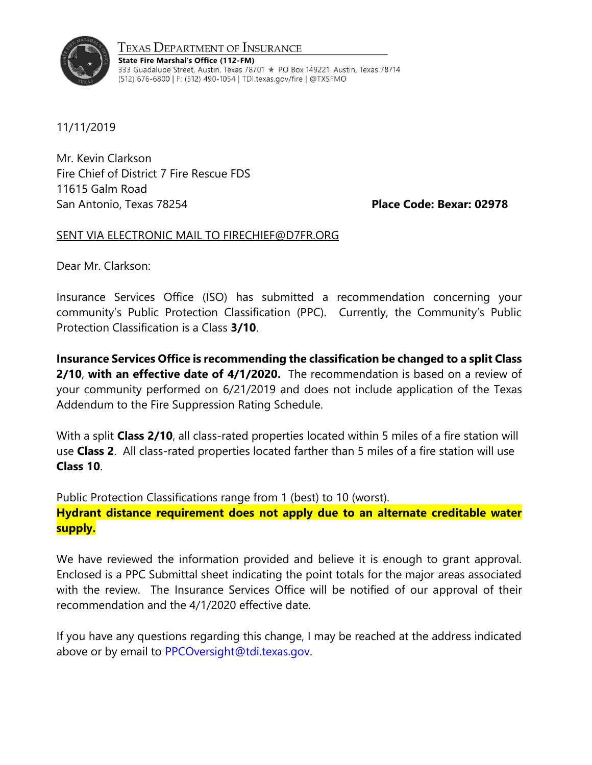TEXAS DEPARTMENT OF INSURANCE

**State Fire Marshal's Office (112-FM)**
333 Guadalupe Street, Austin, Texas 78701 ★ PO Box 149221, Austin, Texas 78714
(512) 676-6800 | F: (512) 490-1054 | TDI.texas.gov/fire | @TXSFMO

11/11/2019

Mr. Kevin Clarkson
Fire Chief of District 7 Fire Rescue FDS
11615 Galm Road
San Antonio, Texas 78254

**Place Code: Bexar: 02978**

SENT VIA ELECTRONIC MAIL TO FIRECHIEF@D7FR.ORG

Dear Mr. Clarkson:

Insurance Services Office (ISO) has submitted a recommendation concerning your community's Public Protection Classification (PPC). Currently, the Community's Public Protection Classification is a Class **3/10**.

**Insurance Services Office is recommending the classification be changed to a split Class 2/10, with an effective date of 4/1/2020.** The recommendation is based on a review of your community performed on 6/21/2019 and does not include application of the Texas Addendum to the Fire Suppression Rating Schedule.

With a split **Class 2/10**, all class-rated properties located within 5 miles of a fire station will use **Class 2**. All class-rated properties located farther than 5 miles of a fire station will use **Class 10**.

Public Protection Classifications range from 1 (best) to 10 (worst).
**Hydrant distance requirement does not apply due to an alternate creditable water supply.**

We have reviewed the information provided and believe it is enough to grant approval. Enclosed is a PPC Submittal sheet indicating the point totals for the major areas associated with the review. The Insurance Services Office will be notified of our approval of their recommendation and the 4/1/2020 effective date.

If you have any questions regarding this change, I may be reached at the address indicated above or by email to PPCOversight@tdi.texas.gov.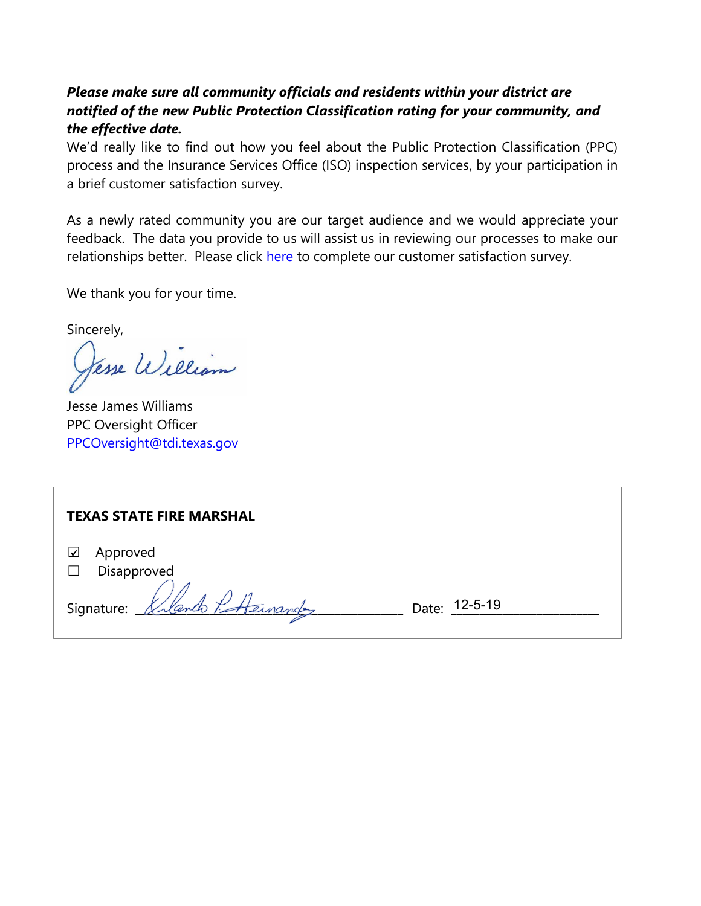***Please make sure all community officials and residents within your district are notified of the new Public Protection Classification rating for your community, and the effective date.***

We'd really like to find out how you feel about the Public Protection Classification (PPC) process and the Insurance Services Office (ISO) inspection services, by your participation in a brief customer satisfaction survey.

As a newly rated community you are our target audience and we would appreciate your feedback. The data you provide to us will assist us in reviewing our processes to make our relationships better. Please click here to complete our customer satisfaction survey.

We thank you for your time.

Sincerely,

Jesse Williams

Jesse James Williams
PPC Oversight Officer
PPCOversight@tdi.texas.gov

**TEXAS STATE FIRE MARSHAL**

☑ Approved
☐ Disapproved

Signature: Orlando P. Hernandez Date: 12-5-19